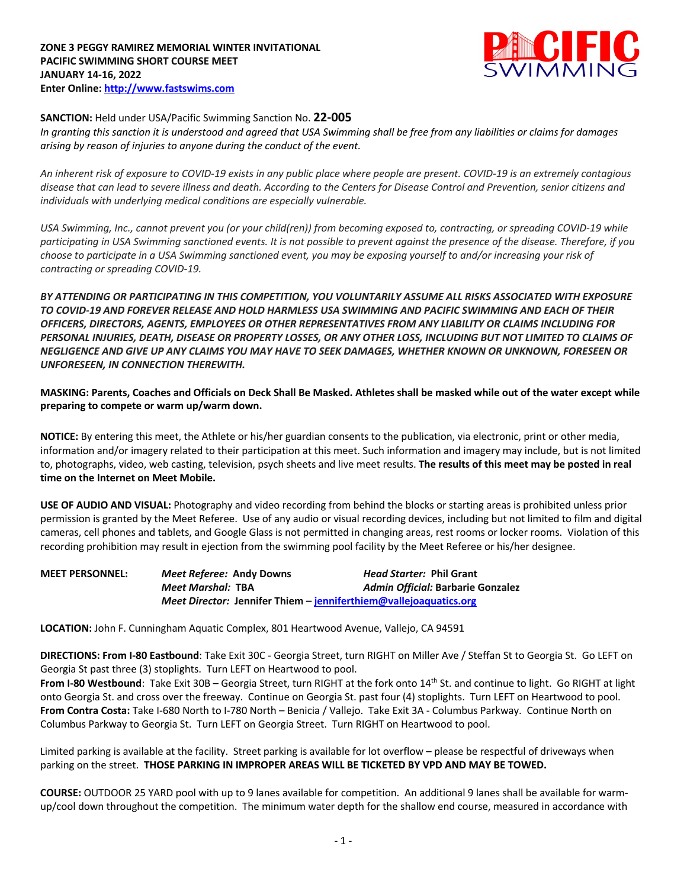**ZONE 3 PEGGY RAMIREZ MEMORIAL WINTER INVITATIONAL**
**PACIFIC SWIMMING SHORT COURSE MEET**
**JANUARY 14-16, 2022**
**Enter Online: http://www.fastswims.com**

**SANCTION:** Held under USA/Pacific Swimming Sanction No. **22-005**
*In granting this sanction it is understood and agreed that USA Swimming shall be free from any liabilities or claims for damages arising by reason of injuries to anyone during the conduct of the event.*

*An inherent risk of exposure to COVID-19 exists in any public place where people are present. COVID-19 is an extremely contagious disease that can lead to severe illness and death. According to the Centers for Disease Control and Prevention, senior citizens and individuals with underlying medical conditions are especially vulnerable.*

*USA Swimming, Inc., cannot prevent you (or your child(ren)) from becoming exposed to, contracting, or spreading COVID-19 while participating in USA Swimming sanctioned events. It is not possible to prevent against the presence of the disease. Therefore, if you choose to participate in a USA Swimming sanctioned event, you may be exposing yourself to and/or increasing your risk of contracting or spreading COVID-19.*

***BY ATTENDING OR PARTICIPATING IN THIS COMPETITION, YOU VOLUNTARILY ASSUME ALL RISKS ASSOCIATED WITH EXPOSURE TO COVID-19 AND FOREVER RELEASE AND HOLD HARMLESS USA SWIMMING AND PACIFIC SWIMMING AND EACH OF THEIR OFFICERS, DIRECTORS, AGENTS, EMPLOYEES OR OTHER REPRESENTATIVES FROM ANY LIABILITY OR CLAIMS INCLUDING FOR PERSONAL INJURIES, DEATH, DISEASE OR PROPERTY LOSSES, OR ANY OTHER LOSS, INCLUDING BUT NOT LIMITED TO CLAIMS OF NEGLIGENCE AND GIVE UP ANY CLAIMS YOU MAY HAVE TO SEEK DAMAGES, WHETHER KNOWN OR UNKNOWN, FORESEEN OR UNFORESEEN, IN CONNECTION THEREWITH.***

**MASKING: Parents, Coaches and Officials on Deck Shall Be Masked. Athletes shall be masked while out of the water except while preparing to compete or warm up/warm down.**

**NOTICE:** By entering this meet, the Athlete or his/her guardian consents to the publication, via electronic, print or other media, information and/or imagery related to their participation at this meet. Such information and imagery may include, but is not limited to, photographs, video, web casting, television, psych sheets and live meet results. **The results of this meet may be posted in real time on the Internet on Meet Mobile.**

**USE OF AUDIO AND VISUAL:** Photography and video recording from behind the blocks or starting areas is prohibited unless prior permission is granted by the Meet Referee. Use of any audio or visual recording devices, including but not limited to film and digital cameras, cell phones and tablets, and Google Glass is not permitted in changing areas, rest rooms or locker rooms. Violation of this recording prohibition may result in ejection from the swimming pool facility by the Meet Referee or his/her designee.

**MEET PERSONNEL:**
*Meet Referee:* **Andy Downs** — *Head Starter:* **Phil Grant**
*Meet Marshal:* **TBA** — *Admin Official:* **Barbarie Gonzalez**
*Meet Director:* **Jennifer Thiem – jenniferthiem@vallejoaquatics.org**

**LOCATION:** John F. Cunningham Aquatic Complex, 801 Heartwood Avenue, Vallejo, CA 94591

**DIRECTIONS: From I-80 Eastbound**: Take Exit 30C - Georgia Street, turn RIGHT on Miller Ave / Steffan St to Georgia St. Go LEFT on Georgia St past three (3) stoplights. Turn LEFT on Heartwood to pool.
**From I-80 Westbound**: Take Exit 30B – Georgia Street, turn RIGHT at the fork onto 14th St. and continue to light. Go RIGHT at light onto Georgia St. and cross over the freeway. Continue on Georgia St. past four (4) stoplights. Turn LEFT on Heartwood to pool.
**From Contra Costa:** Take I-680 North to I-780 North – Benicia / Vallejo. Take Exit 3A - Columbus Parkway. Continue North on Columbus Parkway to Georgia St. Turn LEFT on Georgia Street. Turn RIGHT on Heartwood to pool.

Limited parking is available at the facility. Street parking is available for lot overflow – please be respectful of driveways when parking on the street. **THOSE PARKING IN IMPROPER AREAS WILL BE TICKETED BY VPD AND MAY BE TOWED.**

**COURSE:** OUTDOOR 25 YARD pool with up to 9 lanes available for competition. An additional 9 lanes shall be available for warm-up/cool down throughout the competition. The minimum water depth for the shallow end course, measured in accordance with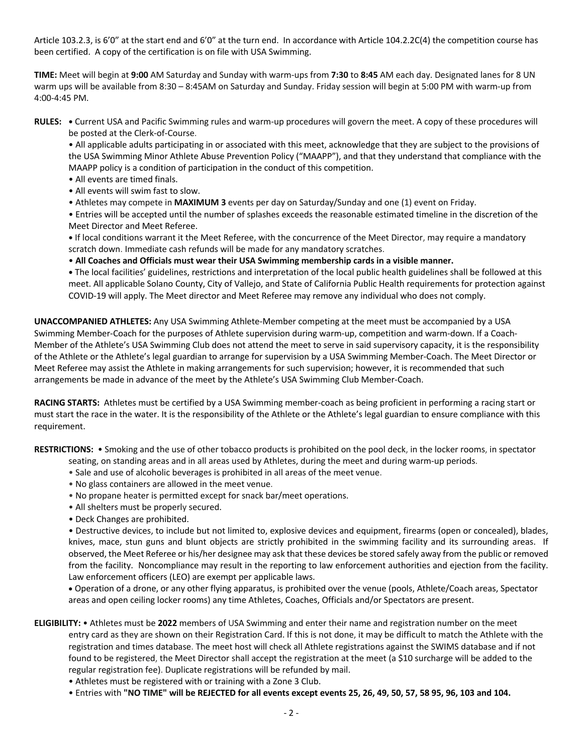Article 103.2.3, is 6'0" at the start end and 6'0" at the turn end. In accordance with Article 104.2.2C(4) the competition course has been certified. A copy of the certification is on file with USA Swimming.

**TIME:** Meet will begin at **9:00** AM Saturday and Sunday with warm-ups from **7:30** to **8:45** AM each day. Designated lanes for 8 UN warm ups will be available from 8:30 – 8:45AM on Saturday and Sunday. Friday session will begin at 5:00 PM with warm-up from 4:00-4:45 PM.

**RULES:**
- Current USA and Pacific Swimming rules and warm-up procedures will govern the meet. A copy of these procedures will be posted at the Clerk-of-Course.
- All applicable adults participating in or associated with this meet, acknowledge that they are subject to the provisions of the USA Swimming Minor Athlete Abuse Prevention Policy ("MAAPP"), and that they understand that compliance with the MAAPP policy is a condition of participation in the conduct of this competition.
- All events are timed finals.
- All events will swim fast to slow.
- Athletes may compete in **MAXIMUM 3** events per day on Saturday/Sunday and one (1) event on Friday.
- Entries will be accepted until the number of splashes exceeds the reasonable estimated timeline in the discretion of the Meet Director and Meet Referee.
- If local conditions warrant it the Meet Referee, with the concurrence of the Meet Director, may require a mandatory scratch down. Immediate cash refunds will be made for any mandatory scratches.
- **All Coaches and Officials must wear their USA Swimming membership cards in a visible manner.**
- The local facilities' guidelines, restrictions and interpretation of the local public health guidelines shall be followed at this meet. All applicable Solano County, City of Vallejo, and State of California Public Health requirements for protection against COVID-19 will apply. The Meet director and Meet Referee may remove any individual who does not comply.

**UNACCOMPANIED ATHLETES:** Any USA Swimming Athlete-Member competing at the meet must be accompanied by a USA Swimming Member-Coach for the purposes of Athlete supervision during warm-up, competition and warm-down. If a Coach-Member of the Athlete's USA Swimming Club does not attend the meet to serve in said supervisory capacity, it is the responsibility of the Athlete or the Athlete's legal guardian to arrange for supervision by a USA Swimming Member-Coach. The Meet Director or Meet Referee may assist the Athlete in making arrangements for such supervision; however, it is recommended that such arrangements be made in advance of the meet by the Athlete's USA Swimming Club Member-Coach.

**RACING STARTS:** Athletes must be certified by a USA Swimming member-coach as being proficient in performing a racing start or must start the race in the water. It is the responsibility of the Athlete or the Athlete's legal guardian to ensure compliance with this requirement.

**RESTRICTIONS:**
- Smoking and the use of other tobacco products is prohibited on the pool deck, in the locker rooms, in spectator seating, on standing areas and in all areas used by Athletes, during the meet and during warm-up periods.
- Sale and use of alcoholic beverages is prohibited in all areas of the meet venue.
- No glass containers are allowed in the meet venue.
- No propane heater is permitted except for snack bar/meet operations.
- All shelters must be properly secured.
- Deck Changes are prohibited.
- Destructive devices, to include but not limited to, explosive devices and equipment, firearms (open or concealed), blades, knives, mace, stun guns and blunt objects are strictly prohibited in the swimming facility and its surrounding areas. If observed, the Meet Referee or his/her designee may ask that these devices be stored safely away from the public or removed from the facility. Noncompliance may result in the reporting to law enforcement authorities and ejection from the facility. Law enforcement officers (LEO) are exempt per applicable laws.
- Operation of a drone, or any other flying apparatus, is prohibited over the venue (pools, Athlete/Coach areas, Spectator areas and open ceiling locker rooms) any time Athletes, Coaches, Officials and/or Spectators are present.

**ELIGIBILITY:**
- Athletes must be **2022** members of USA Swimming and enter their name and registration number on the meet entry card as they are shown on their Registration Card. If this is not done, it may be difficult to match the Athlete with the registration and times database. The meet host will check all Athlete registrations against the SWIMS database and if not found to be registered, the Meet Director shall accept the registration at the meet (a $10 surcharge will be added to the regular registration fee). Duplicate registrations will be refunded by mail.
- Athletes must be registered with or training with a Zone 3 Club.
- Entries with **"NO TIME" will be REJECTED for all events except events 25, 26, 49, 50, 57, 58 95, 96, 103 and 104.**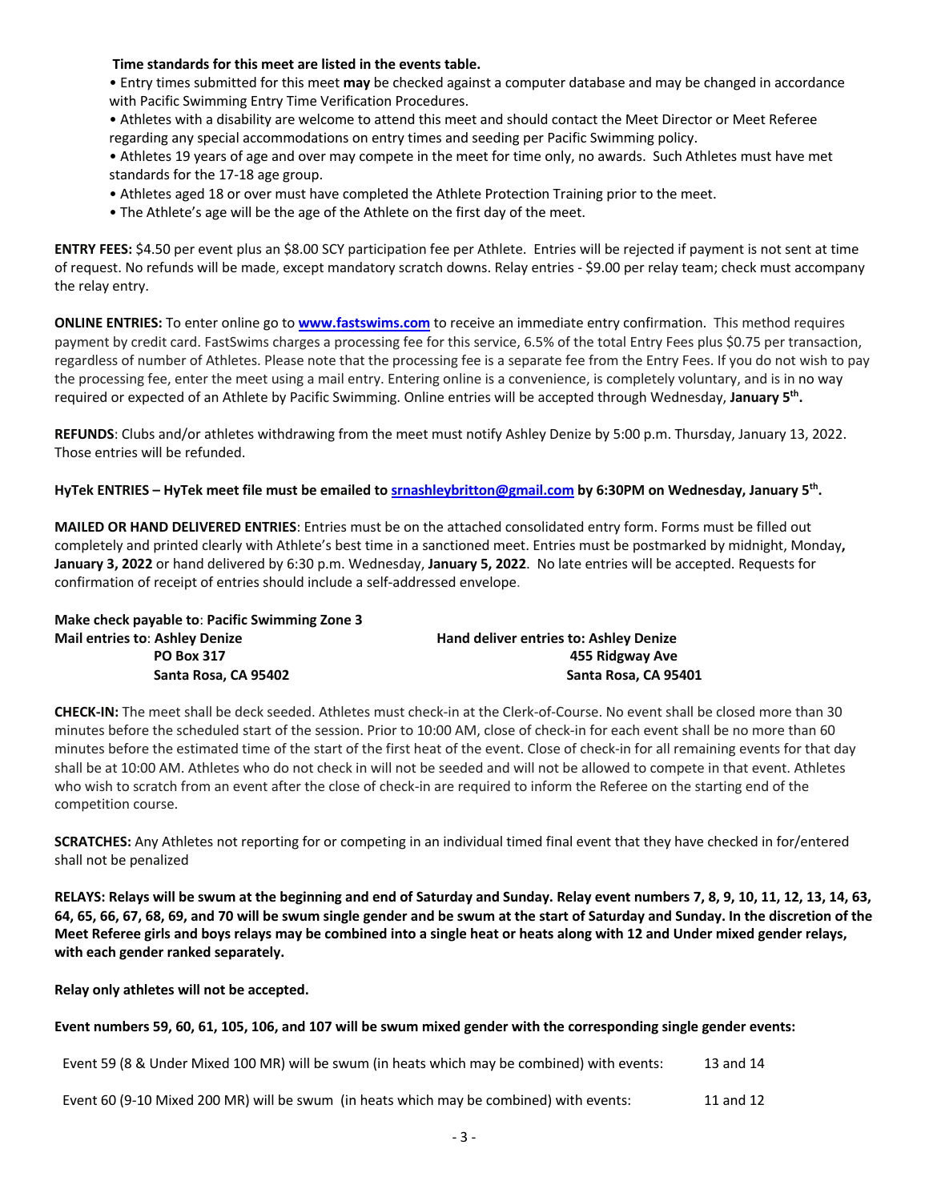**Time standards for this meet are listed in the events table.**

- Entry times submitted for this meet **may** be checked against a computer database and may be changed in accordance with Pacific Swimming Entry Time Verification Procedures.
- Athletes with a disability are welcome to attend this meet and should contact the Meet Director or Meet Referee regarding any special accommodations on entry times and seeding per Pacific Swimming policy.
- Athletes 19 years of age and over may compete in the meet for time only, no awards. Such Athletes must have met standards for the 17-18 age group.
- Athletes aged 18 or over must have completed the Athlete Protection Training prior to the meet.
- The Athlete's age will be the age of the Athlete on the first day of the meet.

**ENTRY FEES:** $4.50 per event plus an $8.00 SCY participation fee per Athlete. Entries will be rejected if payment is not sent at time of request. No refunds will be made, except mandatory scratch downs. Relay entries - $9.00 per relay team; check must accompany the relay entry.

**ONLINE ENTRIES:** To enter online go to **www.fastswims.com** to receive an immediate entry confirmation. This method requires payment by credit card. FastSwims charges a processing fee for this service, 6.5% of the total Entry Fees plus $0.75 per transaction, regardless of number of Athletes. Please note that the processing fee is a separate fee from the Entry Fees. If you do not wish to pay the processing fee, enter the meet using a mail entry. Entering online is a convenience, is completely voluntary, and is in no way required or expected of an Athlete by Pacific Swimming. Online entries will be accepted through Wednesday, **January 5th.**

**REFUNDS**: Clubs and/or athletes withdrawing from the meet must notify Ashley Denize by 5:00 p.m. Thursday, January 13, 2022. Those entries will be refunded.

**HyTek ENTRIES – HyTek meet file must be emailed to srnashleybritton@gmail.com by 6:30PM on Wednesday, January 5th.**

**MAILED OR HAND DELIVERED ENTRIES**: Entries must be on the attached consolidated entry form. Forms must be filled out completely and printed clearly with Athlete's best time in a sanctioned meet. Entries must be postmarked by midnight, Monday**, January 3, 2022** or hand delivered by 6:30 p.m. Wednesday, **January 5, 2022**. No late entries will be accepted. Requests for confirmation of receipt of entries should include a self-addressed envelope.

**Make check payable to**: **Pacific Swimming Zone 3**

**Mail entries to**: **Ashley Denize**
**PO Box 317**
**Santa Rosa, CA 95402**

**Hand deliver entries to: Ashley Denize**
**455 Ridgway Ave**
**Santa Rosa, CA 95401**

**CHECK-IN:** The meet shall be deck seeded. Athletes must check-in at the Clerk-of-Course. No event shall be closed more than 30 minutes before the scheduled start of the session. Prior to 10:00 AM, close of check-in for each event shall be no more than 60 minutes before the estimated time of the start of the first heat of the event. Close of check-in for all remaining events for that day shall be at 10:00 AM. Athletes who do not check in will not be seeded and will not be allowed to compete in that event. Athletes who wish to scratch from an event after the close of check-in are required to inform the Referee on the starting end of the competition course.

**SCRATCHES:** Any Athletes not reporting for or competing in an individual timed final event that they have checked in for/entered shall not be penalized

**RELAYS: Relays will be swum at the beginning and end of Saturday and Sunday. Relay event numbers 7, 8, 9, 10, 11, 12, 13, 14, 63, 64, 65, 66, 67, 68, 69, and 70 will be swum single gender and be swum at the start of Saturday and Sunday. In the discretion of the Meet Referee girls and boys relays may be combined into a single heat or heats along with 12 and Under mixed gender relays, with each gender ranked separately.**

**Relay only athletes will not be accepted.**

**Event numbers 59, 60, 61, 105, 106, and 107 will be swum mixed gender with the corresponding single gender events:**

| | |
|---|---|
| Event 59 (8 & Under Mixed 100 MR) will be swum (in heats which may be combined) with events: | 13 and 14 |
| Event 60 (9-10 Mixed 200 MR) will be swum (in heats which may be combined) with events: | 11 and 12 |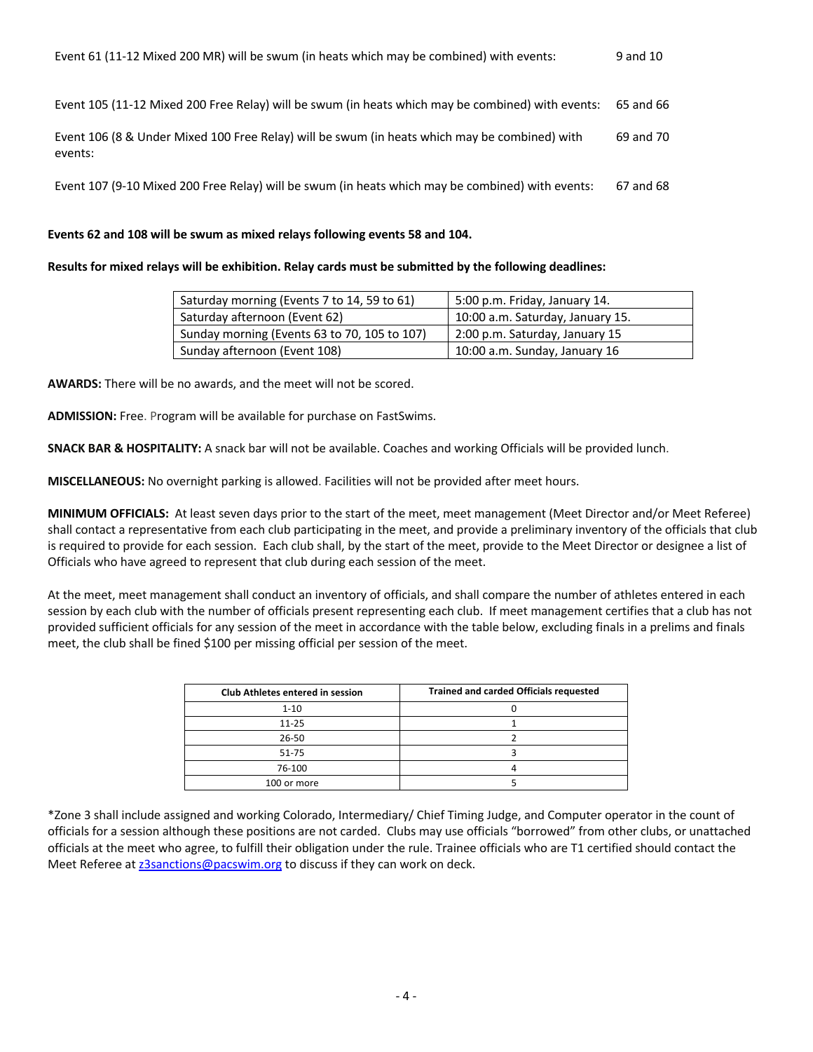Event 61 (11-12 Mixed 200 MR) will be swum (in heats which may be combined) with events: 9 and 10

Event 105 (11-12 Mixed 200 Free Relay) will be swum (in heats which may be combined) with events: 65 and 66

Event 106 (8 & Under Mixed 100 Free Relay) will be swum (in heats which may be combined) with events: 69 and 70

Event 107 (9-10 Mixed 200 Free Relay) will be swum (in heats which may be combined) with events: 67 and 68

**Events 62 and 108 will be swum as mixed relays following events 58 and 104.**

**Results for mixed relays will be exhibition. Relay cards must be submitted by the following deadlines:**

| | |
|---|---|
| Saturday morning (Events 7 to 14, 59 to 61) | 5:00 p.m. Friday, January 14. |
| Saturday afternoon (Event 62) | 10:00 a.m. Saturday, January 15. |
| Sunday morning (Events 63 to 70, 105 to 107) | 2:00 p.m. Saturday, January 15 |
| Sunday afternoon (Event 108) | 10:00 a.m. Sunday, January 16 |

**AWARDS:** There will be no awards, and the meet will not be scored.

**ADMISSION:** Free. Program will be available for purchase on FastSwims.

**SNACK BAR & HOSPITALITY:** A snack bar will not be available. Coaches and working Officials will be provided lunch.

**MISCELLANEOUS:** No overnight parking is allowed. Facilities will not be provided after meet hours.

**MINIMUM OFFICIALS:** At least seven days prior to the start of the meet, meet management (Meet Director and/or Meet Referee) shall contact a representative from each club participating in the meet, and provide a preliminary inventory of the officials that club is required to provide for each session. Each club shall, by the start of the meet, provide to the Meet Director or designee a list of Officials who have agreed to represent that club during each session of the meet.

At the meet, meet management shall conduct an inventory of officials, and shall compare the number of athletes entered in each session by each club with the number of officials present representing each club. If meet management certifies that a club has not provided sufficient officials for any session of the meet in accordance with the table below, excluding finals in a prelims and finals meet, the club shall be fined $100 per missing official per session of the meet.

| Club Athletes entered in session | Trained and carded Officials requested |
|---|---|
| 1-10 | 0 |
| 11-25 | 1 |
| 26-50 | 2 |
| 51-75 | 3 |
| 76-100 | 4 |
| 100 or more | 5 |

*Zone 3 shall include assigned and working Colorado, Intermediary/ Chief Timing Judge, and Computer operator in the count of officials for a session although these positions are not carded. Clubs may use officials "borrowed" from other clubs, or unattached officials at the meet who agree, to fulfill their obligation under the rule. Trainee officials who are T1 certified should contact the Meet Referee at z3sanctions@pacswim.org to discuss if they can work on deck.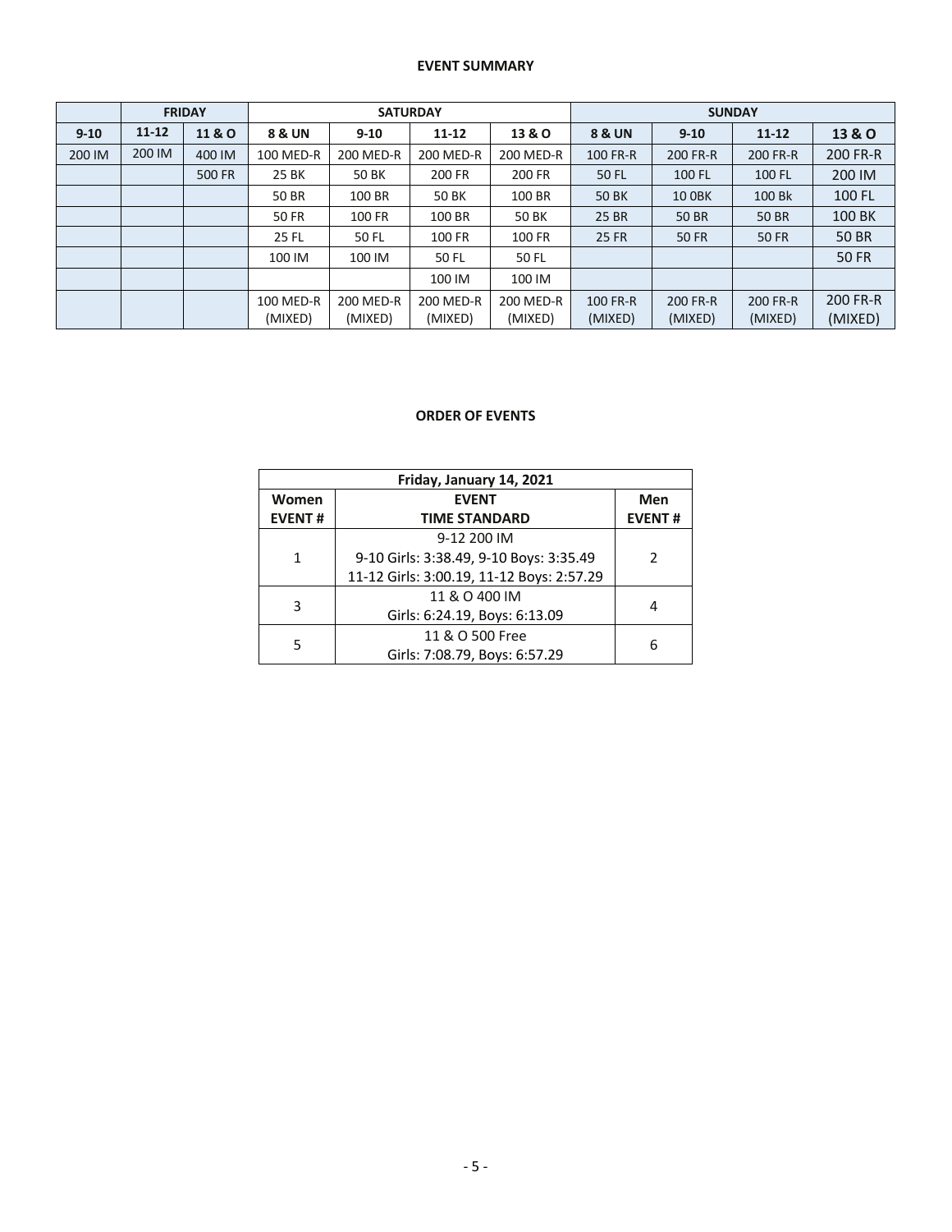**EVENT SUMMARY**

| FRIDAY | | | SATURDAY | | | | SUNDAY | | | |
|---|---|---|---|---|---|---|---|---|---|---|
| 9-10 | 11-12 | 11 & O | 8 & UN | 9-10 | 11-12 | 13 & O | 8 & UN | 9-10 | 11-12 | 13 & O |
| 200 IM | 200 IM | 400 IM | 100 MED-R | 200 MED-R | 200 MED-R | 200 MED-R | 100 FR-R | 200 FR-R | 200 FR-R | 200 FR-R |
| | | 500 FR | 25 BK | 50 BK | 200 FR | 200 FR | 50 FL | 100 FL | 100 FL | 200 IM |
| | | | 50 BR | 100 BR | 50 BK | 100 BR | 50 BK | 10 0BK | 100 Bk | 100 FL |
| | | | 50 FR | 100 FR | 100 BR | 50 BK | 25 BR | 50 BR | 50 BR | 100 BK |
| | | | 25 FL | 50 FL | 100 FR | 100 FR | 25 FR | 50 FR | 50 FR | 50 BR |
| | | | 100 IM | 100 IM | 50 FL | 50 FL | | | | 50 FR |
| | | | | | 100 IM | 100 IM | | | | |
| | | | 100 MED-R (MIXED) | 200 MED-R (MIXED) | 200 MED-R (MIXED) | 200 MED-R (MIXED) | 100 FR-R (MIXED) | 200 FR-R (MIXED) | 200 FR-R (MIXED) | 200 FR-R (MIXED) |

**ORDER OF EVENTS**

| Friday, January 14, 2021 | | |
|---|---|---|
| **Women EVENT #** | **EVENT TIME STANDARD** | **Men EVENT #** |
| 1 | 9-12 200 IM<br>9-10 Girls: 3:38.49, 9-10 Boys: 3:35.49<br>11-12 Girls: 3:00.19, 11-12 Boys: 2:57.29 | 2 |
| 3 | 11 & O 400 IM<br>Girls: 6:24.19, Boys: 6:13.09 | 4 |
| 5 | 11 & O 500 Free<br>Girls: 7:08.79, Boys: 6:57.29 | 6 |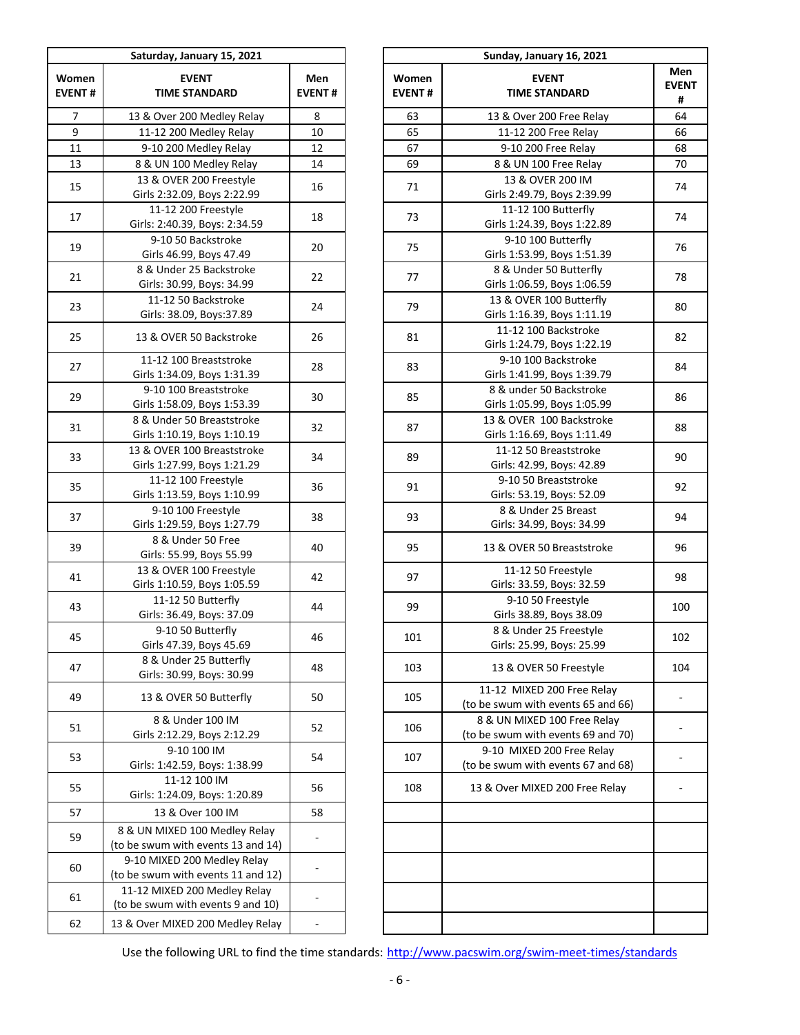| Saturday, January 15, 2021 | | |
|---|---|---|
| **Women EVENT #** | **EVENT TIME STANDARD** | **Men EVENT #** |
| 7 | 13 & Over 200 Medley Relay | 8 |
| 9 | 11-12 200 Medley Relay | 10 |
| 11 | 9-10 200 Medley Relay | 12 |
| 13 | 8 & UN 100 Medley Relay | 14 |
| 15 | 13 & OVER 200 Freestyle<br>Girls 2:32.09, Boys 2:22.99 | 16 |
| 17 | 11-12 200 Freestyle<br>Girls: 2:40.39, Boys: 2:34.59 | 18 |
| 19 | 9-10 50 Backstroke<br>Girls 46.99, Boys 47.49 | 20 |
| 21 | 8 & Under 25 Backstroke<br>Girls: 30.99, Boys: 34.99 | 22 |
| 23 | 11-12 50 Backstroke<br>Girls: 38.09, Boys:37.89 | 24 |
| 25 | 13 & OVER 50 Backstroke | 26 |
| 27 | 11-12 100 Breaststroke<br>Girls 1:34.09, Boys 1:31.39 | 28 |
| 29 | 9-10 100 Breaststroke<br>Girls 1:58.09, Boys 1:53.39 | 30 |
| 31 | 8 & Under 50 Breaststroke<br>Girls 1:10.19, Boys 1:10.19 | 32 |
| 33 | 13 & OVER 100 Breaststroke<br>Girls 1:27.99, Boys 1:21.29 | 34 |
| 35 | 11-12 100 Freestyle<br>Girls 1:13.59, Boys 1:10.99 | 36 |
| 37 | 9-10 100 Freestyle<br>Girls 1:29.59, Boys 1:27.79 | 38 |
| 39 | 8 & Under 50 Free<br>Girls: 55.99, Boys 55.99 | 40 |
| 41 | 13 & OVER 100 Freestyle<br>Girls 1:10.59, Boys 1:05.59 | 42 |
| 43 | 11-12 50 Butterfly<br>Girls: 36.49, Boys: 37.09 | 44 |
| 45 | 9-10 50 Butterfly<br>Girls 47.39, Boys 45.69 | 46 |
| 47 | 8 & Under 25 Butterfly<br>Girls: 30.99, Boys: 30.99 | 48 |
| 49 | 13 & OVER 50 Butterfly | 50 |
| 51 | 8 & Under 100 IM<br>Girls 2:12.29, Boys 2:12.29 | 52 |
| 53 | 9-10 100 IM<br>Girls: 1:42.59, Boys: 1:38.99 | 54 |
| 55 | 11-12 100 IM<br>Girls: 1:24.09, Boys: 1:20.89 | 56 |
| 57 | 13 & Over 100 IM | 58 |
| 59 | 8 & UN MIXED 100 Medley Relay<br>(to be swum with events 13 and 14) | - |
| 60 | 9-10 MIXED 200 Medley Relay<br>(to be swum with events 11 and 12) | - |
| 61 | 11-12 MIXED 200 Medley Relay<br>(to be swum with events 9 and 10) | - |
| 62 | 13 & Over MIXED 200 Medley Relay | - |

| Sunday, January 16, 2021 | | |
|---|---|---|
| **Women EVENT #** | **EVENT TIME STANDARD** | **Men EVENT #** |
| 63 | 13 & Over 200 Free Relay | 64 |
| 65 | 11-12 200 Free Relay | 66 |
| 67 | 9-10 200 Free Relay | 68 |
| 69 | 8 & UN 100 Free Relay | 70 |
| 71 | 13 & OVER 200 IM<br>Girls 2:49.79, Boys 2:39.99 | 74 |
| 73 | 11-12 100 Butterfly<br>Girls 1:24.39, Boys 1:22.89 | 74 |
| 75 | 9-10 100 Butterfly<br>Girls 1:53.99, Boys 1:51.39 | 76 |
| 77 | 8 & Under 50 Butterfly<br>Girls 1:06.59, Boys 1:06.59 | 78 |
| 79 | 13 & OVER 100 Butterfly<br>Girls 1:16.39, Boys 1:11.19 | 80 |
| 81 | 11-12 100 Backstroke<br>Girls 1:24.79, Boys 1:22.19 | 82 |
| 83 | 9-10 100 Backstroke<br>Girls 1:41.99, Boys 1:39.79 | 84 |
| 85 | 8 & under 50 Backstroke<br>Girls 1:05.99, Boys 1:05.99 | 86 |
| 87 | 13 & OVER 100 Backstroke<br>Girls 1:16.69, Boys 1:11.49 | 88 |
| 89 | 11-12 50 Breaststroke<br>Girls: 42.99, Boys: 42.89 | 90 |
| 91 | 9-10 50 Breaststroke<br>Girls: 53.19, Boys: 52.09 | 92 |
| 93 | 8 & Under 25 Breast<br>Girls: 34.99, Boys: 34.99 | 94 |
| 95 | 13 & OVER 50 Breaststroke | 96 |
| 97 | 11-12 50 Freestyle<br>Girls: 33.59, Boys: 32.59 | 98 |
| 99 | 9-10 50 Freestyle<br>Girls 38.89, Boys 38.09 | 100 |
| 101 | 8 & Under 25 Freestyle<br>Girls: 25.99, Boys: 25.99 | 102 |
| 103 | 13 & OVER 50 Freestyle | 104 |
| 105 | 11-12 MIXED 200 Free Relay<br>(to be swum with events 65 and 66) | - |
| 106 | 8 & UN MIXED 100 Free Relay<br>(to be swum with events 69 and 70) | - |
| 107 | 9-10 MIXED 200 Free Relay<br>(to be swum with events 67 and 68) | - |
| 108 | 13 & Over MIXED 200 Free Relay | - |
| | | |
| | | |
| | | |
| | | |
| | | |

Use the following URL to find the time standards: http://www.pacswim.org/swim-meet-times/standards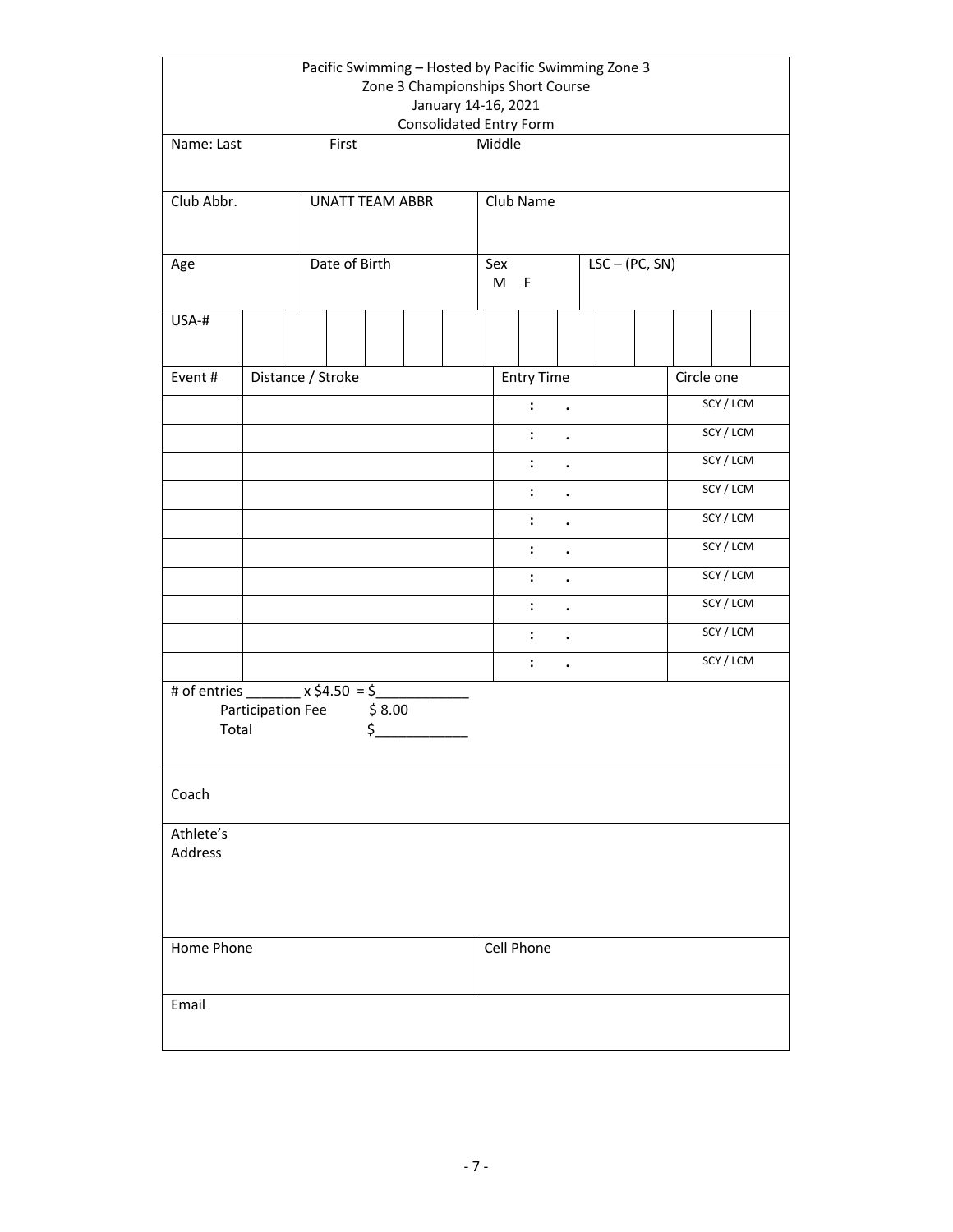Pacific Swimming – Hosted by Pacific Swimming Zone 3

Zone 3 Championships Short Course

January 14-16, 2021

Consolidated Entry Form

| Name: Last | First | Middle |
|---|---|---|
| | | |

| Club Abbr. | UNATT TEAM ABBR | Club Name |
|---|---|---|
| | | |

| Age | Date of Birth | Sex M F | LSC – (PC, SN) |
|---|---|---|---|
| | | | |

| USA-# | | | | | | | | | | | | | |
|---|---|---|---|---|---|---|---|---|---|---|---|---|---|
| | | | | | | | | | | | | | |

| Event # | Distance / Stroke | Entry Time | Circle one |
|---|---|---|---|
| | | : . | SCY / LCM |
| | | : . | SCY / LCM |
| | | : . | SCY / LCM |
| | | : . | SCY / LCM |
| | | : . | SCY / LCM |
| | | : . | SCY / LCM |
| | | : . | SCY / LCM |
| | | : . | SCY / LCM |
| | | : . | SCY / LCM |
| | | : . | SCY / LCM |

# of entries _______ x $4.50 = $____________

Participation Fee $ 8.00

Total $____________

Coach

Athlete's Address

| Home Phone | Cell Phone |
|---|---|
| | |

Email